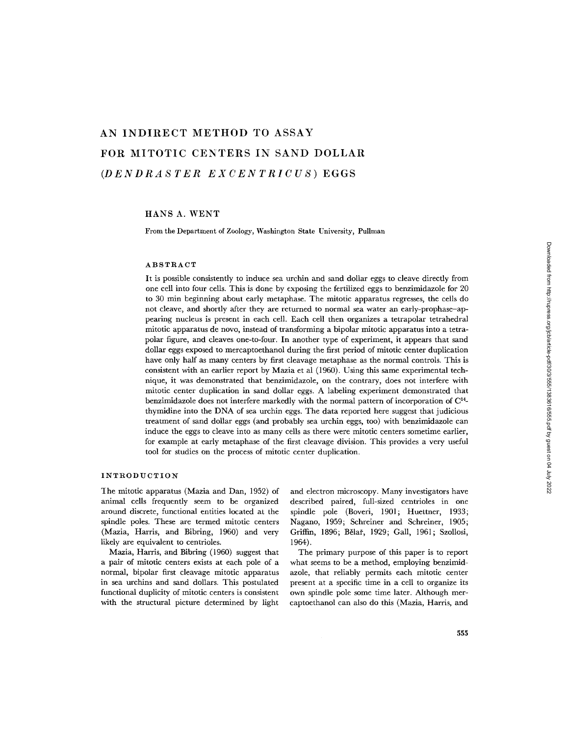# AN INDIRECT METHOD TO ASSAY FOR MITOTIC CENTERS IN SAND DOLLAR (*DENDRASTER EXCENTRICUS*) EGGS

HANS A. WENT

From the Department of Zoology, Washington State University, Pullman

## ABSTRACT

It is possible consistently to induce sea urchin and sand dollar eggs to cleave directly from one cell into four cells. This is done by exposing the fertilized eggs to benzimidazole for 20 to 30 min beginning about early metaphase. The mitotic apparatus regresses, the cells do not cleave, and shortly after they are returned to normal sea water an early-prophase–appearing nucleus is present in each cell. Each cell then organizes a tetrapolar tetrahedral mitotic apparatus de novo, instead of transforming a bipolar mitotic apparatus into a tetrapolar figure, and cleaves one-to-four. In another type of experiment, it appears that sand dollar eggs exposed to mercaptoethanol during the first period of mitotic center duplication have only half as many centers by first cleavage metaphase as the normal controls. This is consistent with an earlier report by Mazia et al (1960). Using this same experimental technique, it was demonstrated that benzimidazole, on the contrary, does not interfere with mitotic center duplication in sand dollar eggs. A labeling experiment demonstrated that benzimidazole does not interfere markedly with the normal pattern of incorporation of $C^{14}$-thymidine into the DNA of sea urchin eggs. The data reported here suggest that judicious treatment of sand dollar eggs (and probably sea urchin eggs, too) with benzimidazole can induce the eggs to cleave into as many cells as there were mitotic centers sometime earlier, for example at early metaphase of the first cleavage division. This provides a very useful tool for studies on the process of mitotic center duplication.

## INTRODUCTION

The mitotic apparatus (Mazia and Dan, 1952) of animal cells frequently seem to be organized around discrete, functional entities located at the spindle poles. These are termed mitotic centers (Mazia, Harris, and Bibring, 1960) and very likely are equivalent to centrioles.

Mazia, Harris, and Bibring (1960) suggest that a pair of mitotic centers exists at each pole of a normal, bipolar first cleavage mitotic apparatus in sea urchins and sand dollars. This postulated functional duplicity of mitotic centers is consistent with the structural picture determined by light and electron microscopy. Many investigators have described paired, full-sized centrioles in one spindle pole (Boveri, 1901; Huettner, 1933; Nagano, 1959; Schreiner and Schreiner, 1905; Griffin, 1896; Bělař, 1929; Gall, 1961; Szollosi, 1964).

The primary purpose of this paper is to report what seems to be a method, employing benzimidazole, that reliably permits each mitotic center present at a specific time in a cell to organize its own spindle pole some time later. Although mercaptoethanol can also do this (Mazia, Harris, and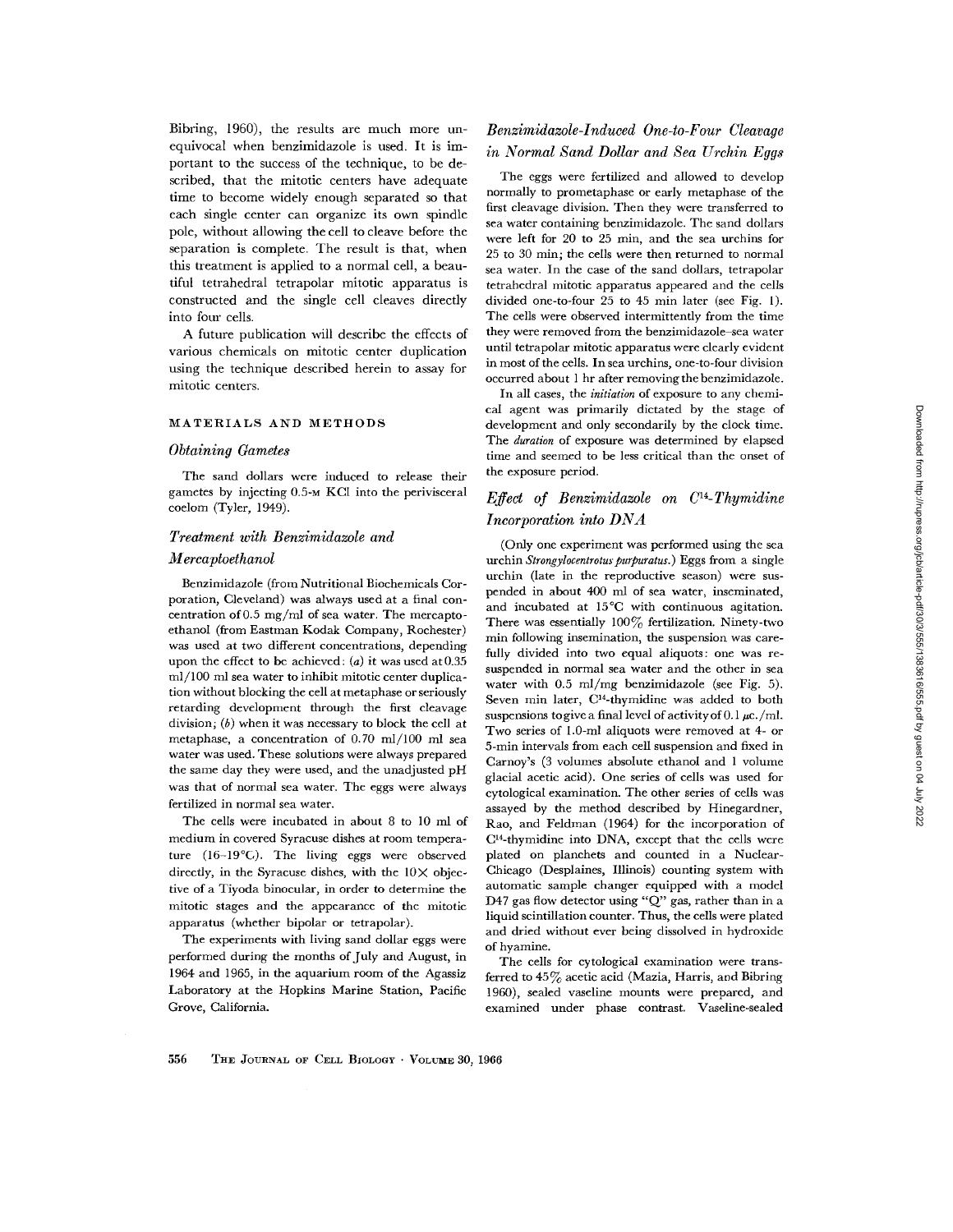Bibring, 1960), the results are much more unequivocal when benzimidazole is used. It is important to the success of the technique, to be described, that the mitotic centers have adequate time to become widely enough separated so that each single center can organize its own spindle pole, without allowing the cell to cleave before the separation is complete. The result is that, when this treatment is applied to a normal cell, a beautiful tetrahedral tetrapolar mitotic apparatus is constructed and the single cell cleaves directly into four cells.

A future publication will describe the effects of various chemicals on mitotic center duplication using the technique described herein to assay for mitotic centers.

## MATERIALS AND METHODS

### *Obtaining Gametes*

The sand dollars were induced to release their gametes by injecting 0.5-M KCl into the perivisceral coelom (Tyler, 1949).

### *Treatment with Benzimidazole and Mercaptoethanol*

Benzimidazole (from Nutritional Biochemicals Corporation, Cleveland) was always used at a final concentration of 0.5 mg/ml of sea water. The mercaptoethanol (from Eastman Kodak Company, Rochester) was used at two different concentrations, depending upon the effect to be achieved: (*a*) it was used at 0.35 ml/100 ml sea water to inhibit mitotic center duplication without blocking the cell at metaphase or seriously retarding development through the first cleavage division; (*b*) when it was necessary to block the cell at metaphase, a concentration of 0.70 ml/100 ml sea water was used. These solutions were always prepared the same day they were used, and the unadjusted pH was that of normal sea water. The eggs were always fertilized in normal sea water.

The cells were incubated in about 8 to 10 ml of medium in covered Syracuse dishes at room temperature (16–19°C). The living eggs were observed directly, in the Syracuse dishes, with the 10× objective of a Tiyoda binocular, in order to determine the mitotic stages and the appearance of the mitotic apparatus (whether bipolar or tetrapolar).

The experiments with living sand dollar eggs were performed during the months of July and August, in 1964 and 1965, in the aquarium room of the Agassiz Laboratory at the Hopkins Marine Station, Pacific Grove, California.

### *Benzimidazole-Induced One-to-Four Cleavage in Normal Sand Dollar and Sea Urchin Eggs*

The eggs were fertilized and allowed to develop normally to prometaphase or early metaphase of the first cleavage division. Then they were transferred to sea water containing benzimidazole. The sand dollars were left for 20 to 25 min, and the sea urchins for 25 to 30 min; the cells were then returned to normal sea water. In the case of the sand dollars, tetrapolar tetrahedral mitotic apparatus appeared and the cells divided one-to-four 25 to 45 min later (see Fig. 1). The cells were observed intermittently from the time they were removed from the benzimidazole–sea water until tetrapolar mitotic apparatus were clearly evident in most of the cells. In sea urchins, one-to-four division occurred about 1 hr after removing the benzimidazole.

In all cases, the *initiation* of exposure to any chemical agent was primarily dictated by the stage of development and only secondarily by the clock time. The *duration* of exposure was determined by elapsed time and seemed to be less critical than the onset of the exposure period.

### *Effect of Benzimidazole on $C^{14}$-Thymidine Incorporation into DNA*

(Only one experiment was performed using the sea urchin *Strongylocentrotus purpuratus*.) Eggs from a single urchin (late in the reproductive season) were suspended in about 400 ml of sea water, inseminated, and incubated at 15°C with continuous agitation. There was essentially 100% fertilization. Ninety-two min following insemination, the suspension was carefully divided into two equal aliquots: one was resuspended in normal sea water and the other in sea water with 0.5 ml/mg benzimidazole (see Fig. 5). Seven min later, $C^{14}$-thymidine was added to both suspensions to give a final level of activity of 0.1 $\mu$c./ml. Two series of 1.0-ml aliquots were removed at 4- or 5-min intervals from each cell suspension and fixed in Carnoy's (3 volumes absolute ethanol and 1 volume glacial acetic acid). One series of cells was used for cytological examination. The other series of cells was assayed by the method described by Hinegardner, Rao, and Feldman (1964) for the incorporation of $C^{14}$-thymidine into DNA, except that the cells were plated on planchets and counted in a Nuclear-Chicago (Desplaines, Illinois) counting system with automatic sample changer equipped with a model D47 gas flow detector using "Q" gas, rather than in a liquid scintillation counter. Thus, the cells were plated and dried without ever being dissolved in hydroxide of hyamine.

The cells for cytological examination were transferred to 45% acetic acid (Mazia, Harris, and Bibring 1960), sealed vaseline mounts were prepared, and examined under phase contrast. Vaseline-sealed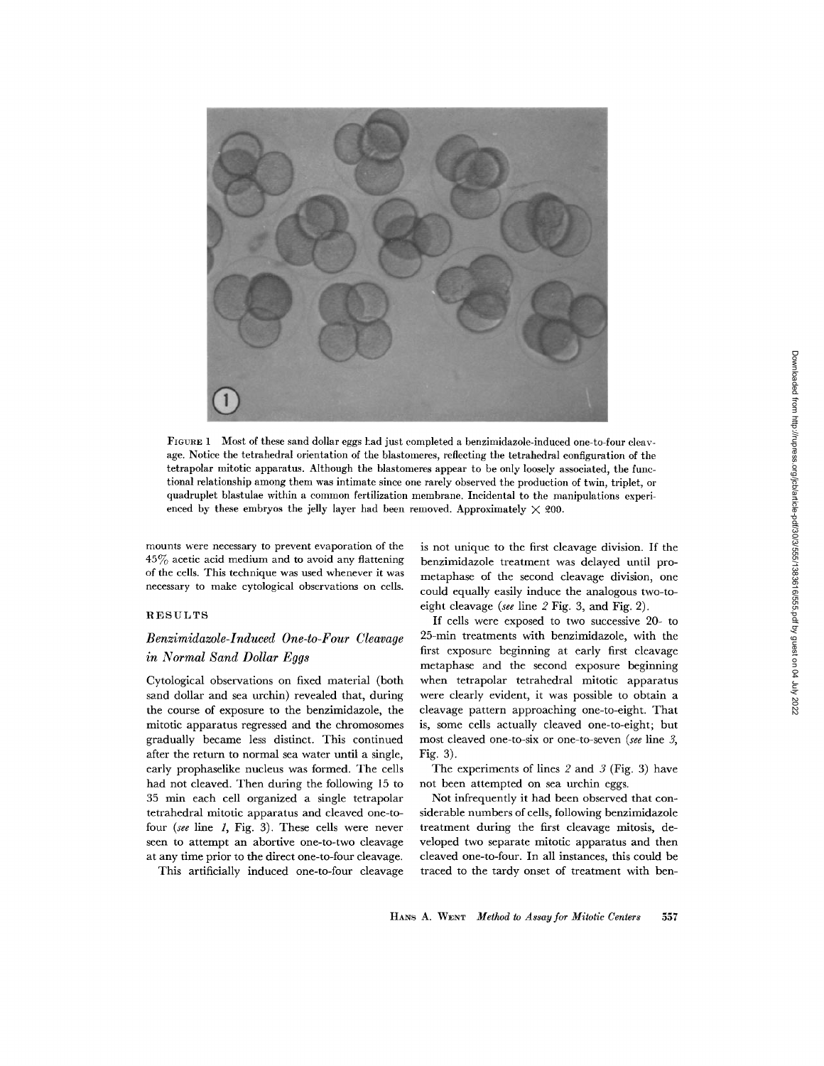FIGURE 1 Most of these sand dollar eggs had just completed a benzimidazole-induced one-to-four cleavage. Notice the tetrahedral orientation of the blastomeres, reflecting the tetrahedral configuration of the tetrapolar mitotic apparatus. Although the blastomeres appear to be only loosely associated, the functional relationship among them was intimate since one rarely observed the production of twin, triplet, or quadruplet blastulae within a common fertilization membrane. Incidental to the manipulations experienced by these embryos the jelly layer had been removed. Approximately × 200.

mounts were necessary to prevent evaporation of the 45% acetic acid medium and to avoid any flattening of the cells. This technique was used whenever it was necessary to make cytological observations on cells.

## RESULTS

### *Benzimidazole-Induced One-to-Four Cleavage in Normal Sand Dollar Eggs*

Cytological observations on fixed material (both sand dollar and sea urchin) revealed that, during the course of exposure to the benzimidazole, the mitotic apparatus regressed and the chromosomes gradually became less distinct. This continued after the return to normal sea water until a single, early prophaselike nucleus was formed. The cells had not cleaved. Then during the following 15 to 35 min each cell organized a single tetrapolar tetrahedral mitotic apparatus and cleaved one-to-four (*see* line *1*, Fig. 3). These cells were never seen to attempt an abortive one-to-two cleavage at any time prior to the direct one-to-four cleavage.

This artificially induced one-to-four cleavage is not unique to the first cleavage division. If the benzimidazole treatment was delayed until prometaphase of the second cleavage division, one could equally easily induce the analogous two-to-eight cleavage (*see* line *2* Fig. 3, and Fig. 2).

If cells were exposed to two successive 20- to 25-min treatments with benzimidazole, with the first exposure beginning at early first cleavage metaphase and the second exposure beginning when tetrapolar tetrahedral mitotic apparatus were clearly evident, it was possible to obtain a cleavage pattern approaching one-to-eight. That is, some cells actually cleaved one-to-eight; but most cleaved one-to-six or one-to-seven (*see* line *3*, Fig. 3).

The experiments of lines *2* and *3* (Fig. 3) have not been attempted on sea urchin eggs.

Not infrequently it had been observed that considerable numbers of cells, following benzimidazole treatment during the first cleavage mitosis, developed two separate mitotic apparatus and then cleaved one-to-four. In all instances, this could be traced to the tardy onset of treatment with ben-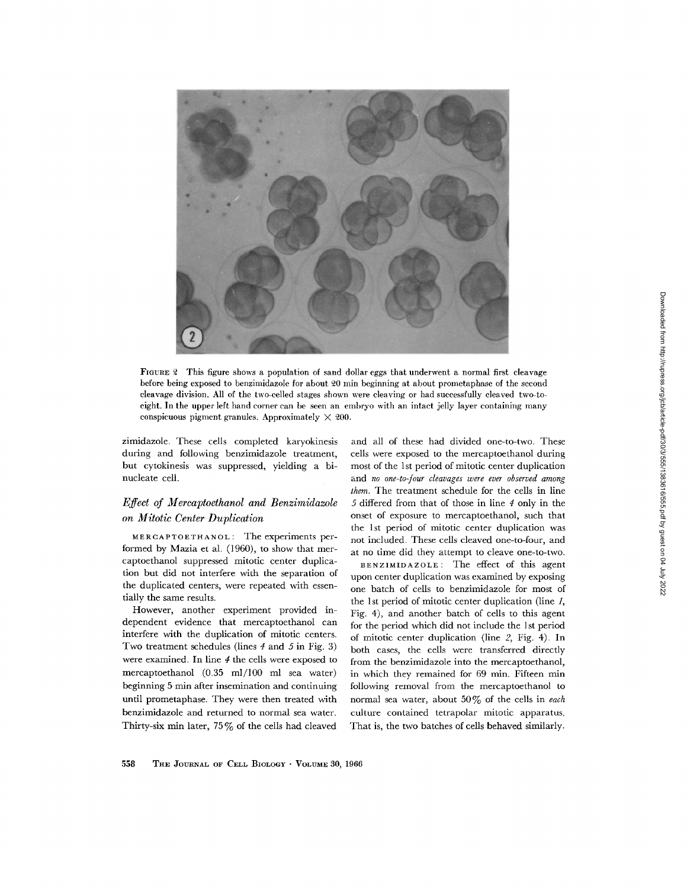FIGURE 2 This figure shows a population of sand dollar eggs that underwent a normal first cleavage before being exposed to benzimidazole for about 20 min beginning at about prometaphase of the second cleavage division. All of the two-celled stages shown were cleaving or had successfully cleaved two-to-eight. In the upper left hand corner can be seen an embryo with an intact jelly layer containing many conspicuous pigment granules. Approximately × 200.

zimidazole. These cells completed karyokinesis during and following benzimidazole treatment, but cytokinesis was suppressed, yielding a binucleate cell.

### *Effect of Mercaptoethanol and Benzimidazole on Mitotic Center Duplication*

MERCAPTOETHANOL: The experiments performed by Mazia et al. (1960), to show that mercaptoethanol suppressed mitotic center duplication but did not interfere with the separation of the duplicated centers, were repeated with essentially the same results.

However, another experiment provided independent evidence that mercaptoethanol can interfere with the duplication of mitotic centers. Two treatment schedules (lines *4* and *5* in Fig. 3) were examined. In line *4* the cells were exposed to mercaptoethanol (0.35 ml/100 ml sea water) beginning 5 min after insemination and continuing until prometaphase. They were then treated with benzimidazole and returned to normal sea water. Thirty-six min later, 75% of the cells had cleaved and all of these had divided one-to-two. These cells were exposed to the mercaptoethanol during most of the 1st period of mitotic center duplication and *no one-to-four cleavages were ever observed among them.* The treatment schedule for the cells in line *5* differed from that of those in line *4* only in the onset of exposure to mercaptoethanol, such that the 1st period of mitotic center duplication was not included. These cells cleaved one-to-four, and at no time did they attempt to cleave one-to-two.

BENZIMIDAZOLE: The effect of this agent upon center duplication was examined by exposing one batch of cells to benzimidazole for most of the 1st period of mitotic center duplication (line *1*, Fig. 4), and another batch of cells to this agent for the period which did not include the 1st period of mitotic center duplication (line *2*, Fig. 4). In both cases, the cells were transferred directly from the benzimidazole into the mercaptoethanol, in which they remained for 69 min. Fifteen min following removal from the mercaptoethanol to normal sea water, about 50% of the cells in *each* culture contained tetrapolar mitotic apparatus. That is, the two batches of cells behaved similarly.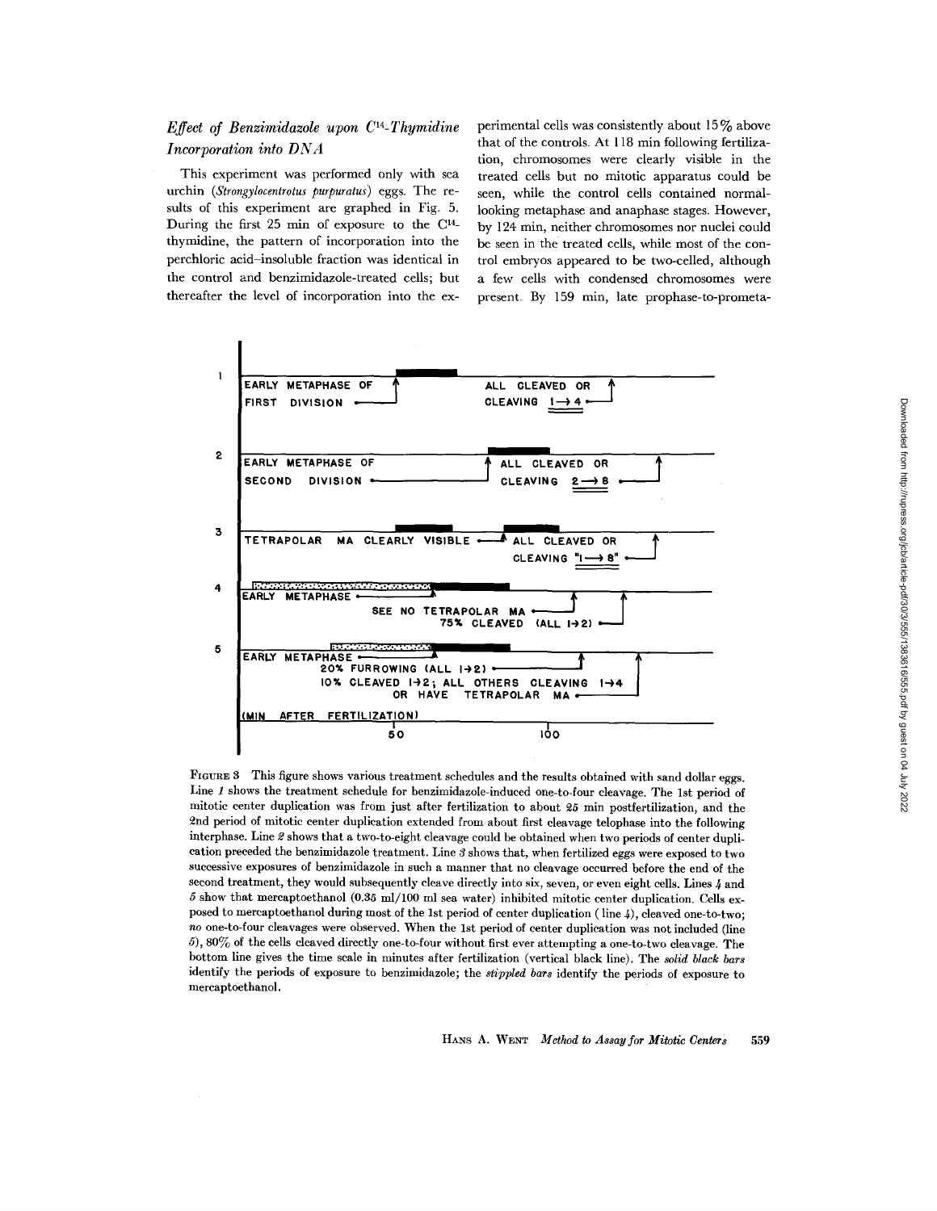### *Effect of Benzimidazole upon $C^{14}$-Thymidine Incorporation into DNA*

This experiment was performed only with sea urchin (*Strongylocentrotus purpuratus*) eggs. The results of this experiment are graphed in Fig. 5. During the first 25 min of exposure to the $C^{14}$-thymidine, the pattern of incorporation into the perchloric acid–insoluble fraction was identical in the control and benzimidazole-treated cells; but thereafter the level of incorporation into the experimental cells was consistently about 15% above that of the controls. At 118 min following fertilization, chromosomes were clearly visible in the treated cells but no mitotic apparatus could be seen, while the control cells contained normal-looking metaphase and anaphase stages. However, by 124 min, neither chromosomes nor nuclei could be seen in the treated cells, while most of the control embryos appeared to be two-celled, although a few cells with condensed chromosomes were present. By 159 min, late prophase-to-prometa-

FIGURE 3 This figure shows various treatment schedules and the results obtained with sand dollar eggs. Line *1* shows the treatment schedule for benzimidazole-induced one-to-four cleavage. The 1st period of mitotic center duplication was from just after fertilization to about 25 min postfertilization, and the 2nd period of mitotic center duplication extended from about first cleavage telophase into the following interphase. Line *2* shows that a two-to-eight cleavage could be obtained when two periods of center duplication preceded the benzimidazole treatment. Line *3* shows that, when fertilized eggs were exposed to two successive exposures of benzimidazole in such a manner that no cleavage occurred before the end of the second treatment, they would subsequently cleave directly into six, seven, or even eight cells. Lines *4* and *5* show that mercaptoethanol (0.35 ml/100 ml sea water) inhibited mitotic center duplication. Cells exposed to mercaptoethanol during most of the 1st period of center duplication (line *4*), cleaved one-to-two; *no* one-to-four cleavages were observed. When the 1st period of center duplication was not included (line *5*), 80% of the cells cleaved directly one-to-four without first ever attempting a one-to-two cleavage. The bottom line gives the time scale in minutes after fertilization (vertical black line). The *solid black bars* identify the periods of exposure to benzimidazole; the *stippled bars* identify the periods of exposure to mercaptoethanol.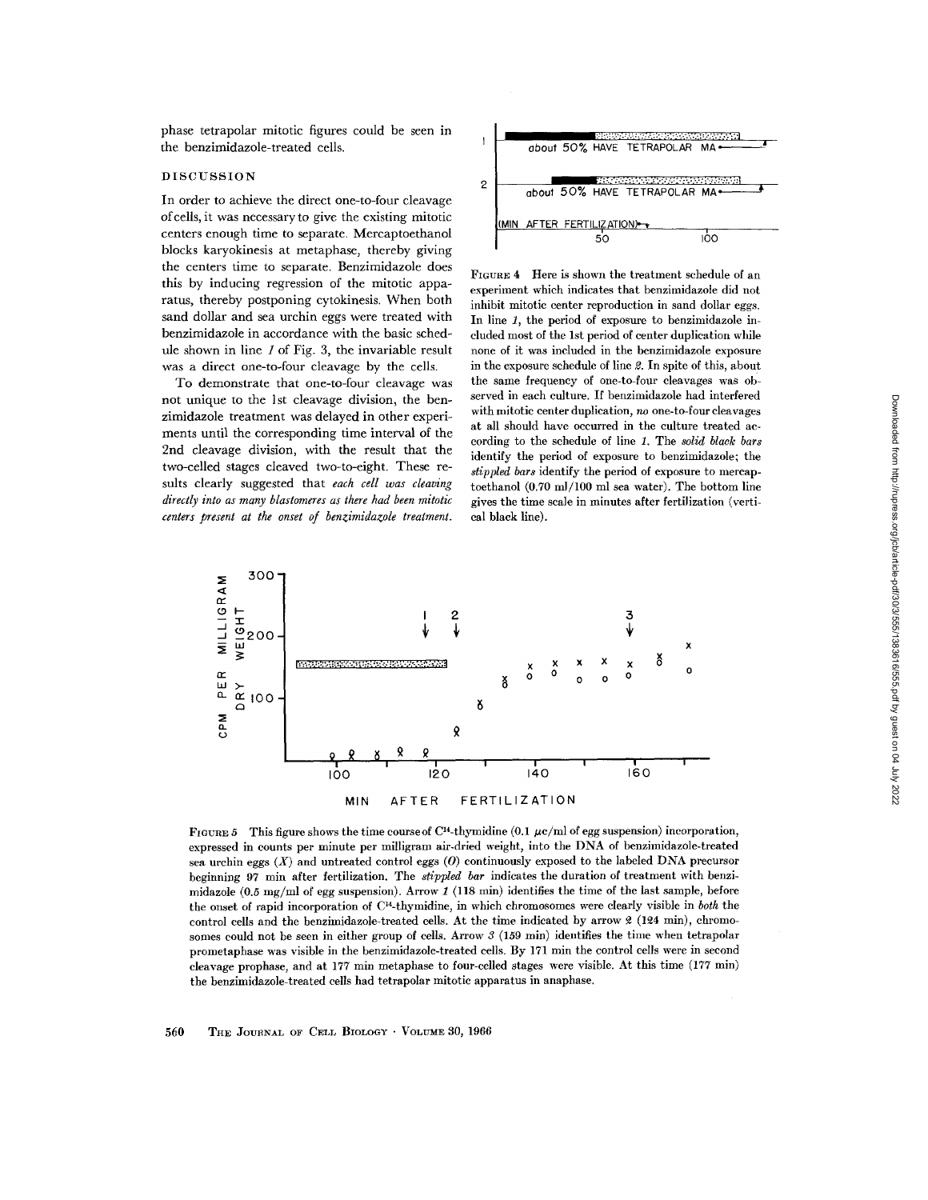phase tetrapolar mitotic figures could be seen in the benzimidazole-treated cells.

## DISCUSSION

In order to achieve the direct one-to-four cleavage of cells, it was necessary to give the existing mitotic centers enough time to separate. Mercaptoethanol blocks karyokinesis at metaphase, thereby giving the centers time to separate. Benzimidazole does this by inducing regression of the mitotic apparatus, thereby postponing cytokinesis. When both sand dollar and sea urchin eggs were treated with benzimidazole in accordance with the basic schedule shown in line *1* of Fig. 3, the invariable result was a direct one-to-four cleavage by the cells.

To demonstrate that one-to-four cleavage was not unique to the 1st cleavage division, the benzimidazole treatment was delayed in other experiments until the corresponding time interval of the 2nd cleavage division, with the result that the two-celled stages cleaved two-to-eight. These results clearly suggested that *each cell was cleaving directly into as many blastomeres as there had been mitotic centers present at the onset of benzimidazole treatment.*

FIGURE 4 Here is shown the treatment schedule of an experiment which indicates that benzimidazole did not inhibit mitotic center reproduction in sand dollar eggs. In line *1*, the period of exposure to benzimidazole included most of the 1st period of center duplication while none of it was included in the benzimidazole exposure in the exposure schedule of line *2*. In spite of this, about the same frequency of one-to-four cleavages was observed in each culture. If benzimidazole had interfered with mitotic center duplication, *no* one-to-four cleavages at all should have occurred in the culture treated according to the schedule of line *1*. The *solid black bars* identify the period of exposure to benzimidazole; the *stippled bars* identify the period of exposure to mercaptoethanol (0.70 ml/100 ml sea water). The bottom line gives the time scale in minutes after fertilization (vertical black line).

FIGURE 5 This figure shows the time course of $C^{14}$-thymidine (0.1 $\mu$c/ml of egg suspension) incorporation, expressed in counts per minute per milligram air-dried weight, into the DNA of benzimidazole-treated sea urchin eggs (*X*) and untreated control eggs (*O*) continuously exposed to the labeled DNA precursor beginning 97 min after fertilization. The *stippled bar* indicates the duration of treatment with benzimidazole (0.5 mg/ml of egg suspension). Arrow *1* (118 min) identifies the time of the last sample, before the onset of rapid incorporation of $C^{14}$-thymidine, in which chromosomes were clearly visible in *both* the control cells and the benzimidazole-treated cells. At the time indicated by arrow *2* (124 min), chromosomes could not be seen in either group of cells. Arrow *3* (159 min) identifies the time when tetrapolar prometaphase was visible in the benzimidazole-treated cells. By 171 min the control cells were in second cleavage prophase, and at 177 min metaphase to four-celled stages were visible. At this time (177 min) the benzimidazole-treated cells had tetrapolar mitotic apparatus in anaphase.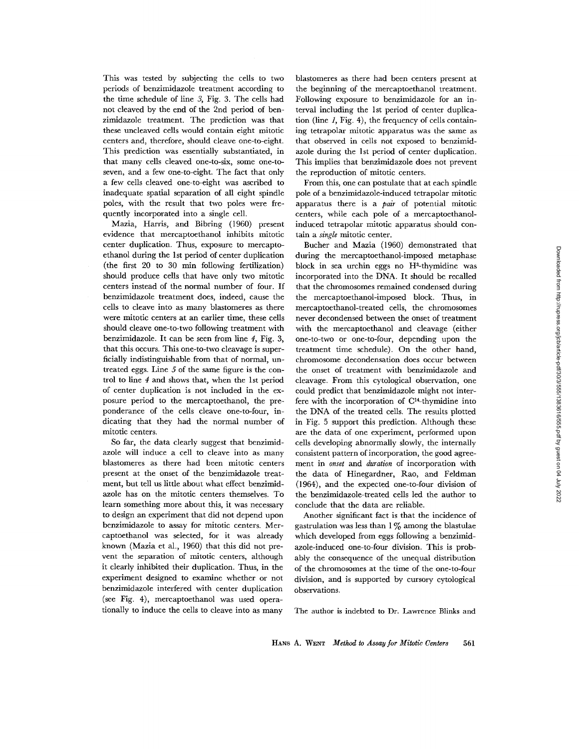This was tested by subjecting the cells to two periods of benzimidazole treatment according to the time schedule of line *3*, Fig. 3. The cells had not cleaved by the end of the 2nd period of benzimidazole treatment. The prediction was that these uncleaved cells would contain eight mitotic centers and, therefore, should cleave one-to-eight. This prediction was essentially substantiated, in that many cells cleaved one-to-six, some one-to-seven, and a few one-to-eight. The fact that only a few cells cleaved one-to-eight was ascribed to inadequate spatial separation of all eight spindle poles, with the result that two poles were frequently incorporated into a single cell.

Mazia, Harris, and Bibring (1960) present evidence that mercaptoethanol inhibits mitotic center duplication. Thus, exposure to mercaptoethanol during the 1st period of center duplication (the first 20 to 30 min following fertilization) should produce cells that have only two mitotic centers instead of the normal number of four. If benzimidazole treatment does, indeed, cause the cells to cleave into as many blastomeres as there were mitotic centers at an earlier time, these cells should cleave one-to-two following treatment with benzimidazole. It can be seen from line *4*, Fig. 3, that this occurs. This one-to-two cleavage is superficially indistinguishable from that of normal, untreated eggs. Line *5* of the same figure is the control to line *4* and shows that, when the 1st period of center duplication is not included in the exposure period to the mercaptoethanol, the preponderance of the cells cleave one-to-four, indicating that they had the normal number of mitotic centers.

So far, the data clearly suggest that benzimidazole will induce a cell to cleave into as many blastomeres as there had been mitotic centers present at the onset of the benzimidazole treatment, but tell us little about what effect benzimidazole has on the mitotic centers themselves. To learn something more about this, it was necessary to design an experiment that did not depend upon benzimidazole to assay for mitotic centers. Mercaptoethanol was selected, for it was already known (Mazia et al., 1960) that this did not prevent the separation of mitotic centers, although it clearly inhibited their duplication. Thus, in the experiment designed to examine whether or not benzimidazole interfered with center duplication (see Fig. 4), mercaptoethanol was used operationally to induce the cells to cleave into as many blastomeres as there had been centers present at the beginning of the mercaptoethanol treatment. Following exposure to benzimidazole for an interval including the 1st period of center duplication (line *1*, Fig. 4), the frequency of cells containing tetrapolar mitotic apparatus was the same as that observed in cells not exposed to benzimidazole during the 1st period of center duplication. This implies that benzimidazole does not prevent the reproduction of mitotic centers.

From this, one can postulate that at each spindle pole of a benzimidazole-induced tetrapolar mitotic apparatus there is a *pair* of potential mitotic centers, while each pole of a mercaptoethanol-induced tetrapolar mitotic apparatus should contain a *single* mitotic center.

Bucher and Mazia (1960) demonstrated that during the mercaptoethanol-imposed metaphase block in sea urchin eggs no $H^3$-thymidine was incorporated into the DNA. It should be recalled that the chromosomes remained condensed during the mercaptoethanol-imposed block. Thus, in mercaptoethanol-treated cells, the chromosomes never decondensed between the onset of treatment with the mercaptoethanol and cleavage (either one-to-two or one-to-four, depending upon the treatment time schedule). On the other hand, chromosome decondensation does occur between the onset of treatment with benzimidazole and cleavage. From this cytological observation, one could predict that benzimidazole might not interfere with the incorporation of $C^{14}$-thymidine into the DNA of the treated cells. The results plotted in Fig. 5 support this prediction. Although these are the data of one experiment, performed upon cells developing abnormally slowly, the internally consistent pattern of incorporation, the good agreement in *onset* and *duration* of incorporation with the data of Hinegardner, Rao, and Feldman (1964), and the expected one-to-four division of the benzimidazole-treated cells led the author to conclude that the data are reliable.

Another significant fact is that the incidence of gastrulation was less than 1% among the blastulae which developed from eggs following a benzimidazole-induced one-to-four division. This is probably the consequence of the unequal distribution of the chromosomes at the time of the one-to-four division, and is supported by cursory cytological observations.

The author is indebted to Dr. Lawrence Blinks and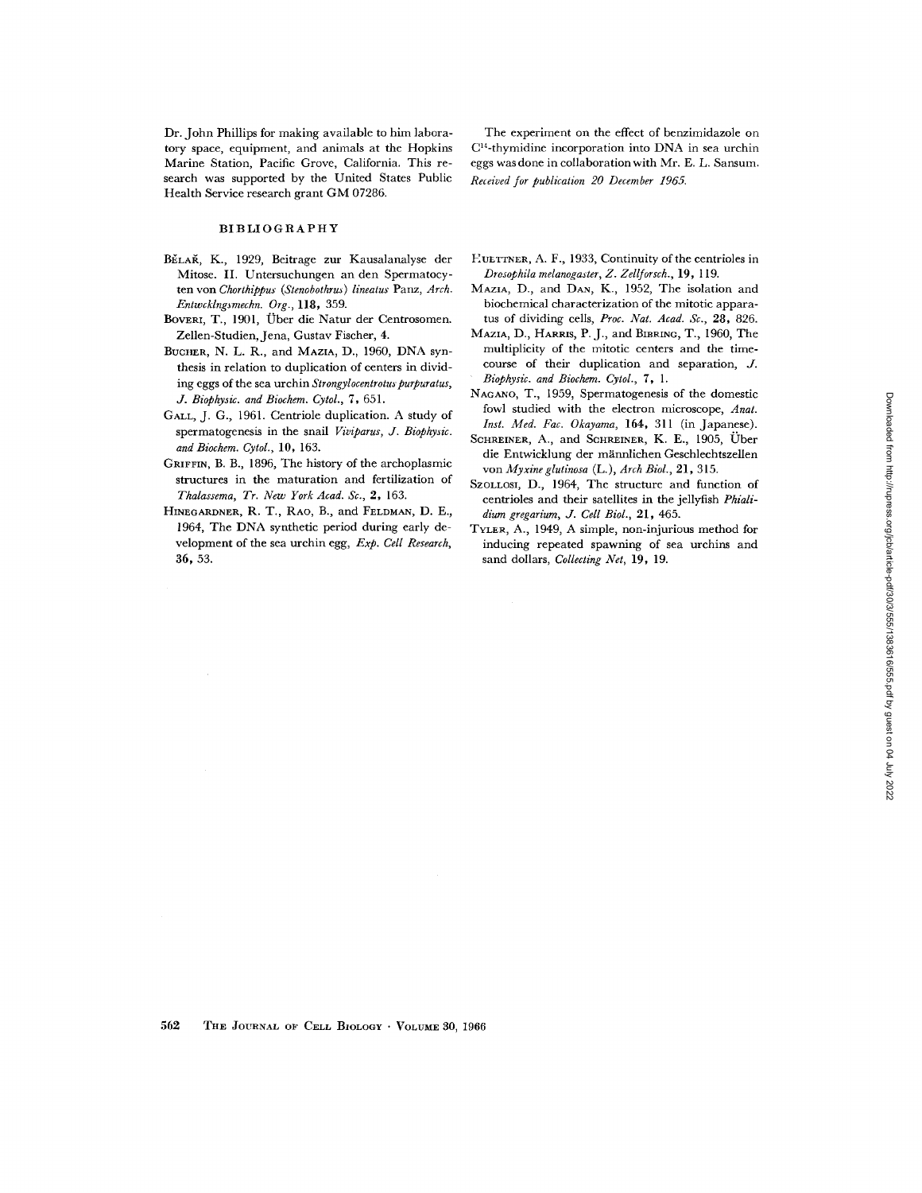Dr. John Phillips for making available to him laboratory space, equipment, and animals at the Hopkins Marine Station, Pacific Grove, California. This research was supported by the United States Public Health Service research grant GM 07286.

The experiment on the effect of benzimidazole on $C^{14}$-thymidine incorporation into DNA in sea urchin eggs was done in collaboration with Mr. E. L. Sansum.

*Received for publication 20 December 1965.*

## BIBLIOGRAPHY

BĚLAŘ, K., 1929, Beitrage zur Kausalanalyse der Mitose. II. Untersuchungen an den Spermatocyten von *Chorthippus (Stenobothrus) lineatus* Panz, *Arch. Entwcklngsmechn. Org.*, **118,** 359.

BOVERI, T., 1901, Über die Natur der Centrosomen. Zellen-Studien, Jena, Gustav Fischer, 4.

BUCHER, N. L. R., and MAZIA, D., 1960, DNA synthesis in relation to duplication of centers in dividing eggs of the sea urchin *Strongylocentrotus purpuratus*, *J. Biophysic. and Biochem. Cytol.*, **7,** 651.

GALL, J. G., 1961. Centriole duplication. A study of spermatogenesis in the snail *Viviparus*, *J. Biophysic. and Biochem. Cytol.*, **10,** 163.

GRIFFIN, B. B., 1896, The history of the archoplasmic structures in the maturation and fertilization of *Thalassema*, *Tr. New York Acad. Sc.*, **2,** 163.

HINEGARDNER, R. T., RAO, B., and FELDMAN, D. E., 1964, The DNA synthetic period during early development of the sea urchin egg, *Exp. Cell Research*, **36,** 53.

HUETTNER, A. F., 1933, Continuity of the centrioles in *Drosophila melanogaster*, *Z. Zellforsch.*, **19,** 119.

MAZIA, D., and DAN, K., 1952, The isolation and biochemical characterization of the mitotic apparatus of dividing cells, *Proc. Nat. Acad. Sc.*, **28,** 826.

MAZIA, D., HARRIS, P. J., and BIBRING, T., 1960, The multiplicity of the mitotic centers and the time-course of their duplication and separation, *J. Biophysic. and Biochem. Cytol.*, **7,** 1.

NAGANO, T., 1959, Spermatogenesis of the domestic fowl studied with the electron microscope, *Anat. Inst. Med. Fac. Okayama*, **164,** 311 (in Japanese).

SCHREINER, A., and SCHREINER, K. E., 1905, Über die Entwicklung der männlichen Geschlechtszellen von *Myxine glutinosa* (L.), *Arch Biol.*, **21,** 315.

SZOLLOSI, D., 1964, The structure and function of centrioles and their satellites in the jellyfish *Phialidium gregarium*, *J. Cell Biol.*, **21,** 465.

TYLER, A., 1949, A simple, non-injurious method for inducing repeated spawning of sea urchins and sand dollars, *Collecting Net*, **19,** 19.